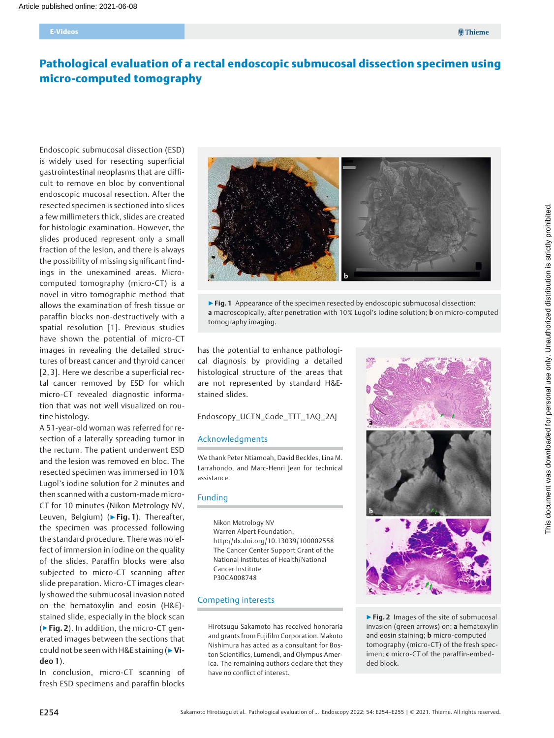# Pathological evaluation of a rectal endoscopic submucosal dissection specimen using micro-computed tomography

Endoscopic submucosal dissection (ESD) is widely used for resecting superficial gastrointestinal neoplasms that are difficult to remove en bloc by conventional endoscopic mucosal resection. After the resected specimen is sectioned into slices a few millimeters thick, slides are created for histologic examination. However, the slides produced represent only a small fraction of the lesion, and there is always the possibility of missing significant findings in the unexamined areas. Micro-computed tomography (micro-CT) is a novel in vitro tomographic method that allows the examination of fresh tissue or paraffin blocks non-destructively with a spatial resolution [1]. Previous studies have shown the potential of micro-CT images in revealing the detailed structures of breast cancer and thyroid cancer [2, 3]. Here we describe a superficial rectal cancer removed by ESD for which micro-CT revealed diagnostic information that was not well visualized on routine histology.

A 51-year-old woman was referred for resection of a laterally spreading tumor in the rectum. The patient underwent ESD and the lesion was removed en bloc. The resected specimen was immersed in 10 % Lugol's iodine solution for 2 minutes and then scanned with a custom-made micro-CT for 10 minutes (Nikon Metrology NV, Leuven, Belgium) (▶ **Fig. 1**). Thereafter, the specimen was processed following the standard procedure. There was no effect of immersion in iodine on the quality of the slides. Paraffin blocks were also subjected to micro-CT scanning after slide preparation. Micro-CT images clearly showed the submucosal invasion noted on the hematoxylin and eosin (H&E)-stained slide, especially in the block scan (▶ **Fig. 2**). In addition, the micro-CT generated images between the sections that could not be seen with H&E staining (▶ **Video 1**).

In conclusion, micro-CT scanning of fresh ESD specimens and paraffin blocks has the potential to enhance pathological diagnosis by providing a detailed histological structure of the areas that are not represented by standard H&E-stained slides.

▶ **Fig. 1** Appearance of the specimen resected by endoscopic submucosal dissection: **a** macroscopically, after penetration with 10 % Lugol's iodine solution; **b** on micro-computed tomography imaging.

▶ **Fig. 2** Images of the site of submucosal invasion (green arrows) on: **a** hematoxylin and eosin staining; **b** micro-computed tomography (micro-CT) of the fresh specimen; **c** micro-CT of the paraffin-embedded block.

Endoscopy_UCTN_Code_TTT_1AQ_2AJ

## Acknowledgments

We thank Peter Ntiamoah, David Beckles, Lina M. Larrahondo, and Marc-Henri Jean for technical assistance.

## Funding

Nikon Metrology NV
Warren Alpert Foundation, http://dx.doi.org/10.13039/100002558
The Cancer Center Support Grant of the National Institutes of Health/National Cancer Institute
P30CA008748

## Competing interests

Hirotsugu Sakamoto has received honoraria and grants from Fujifilm Corporation. Makoto Nishimura has acted as a consultant for Boston Scientifics, Lumendi, and Olympus America. The remaining authors declare that they have no conflict of interest.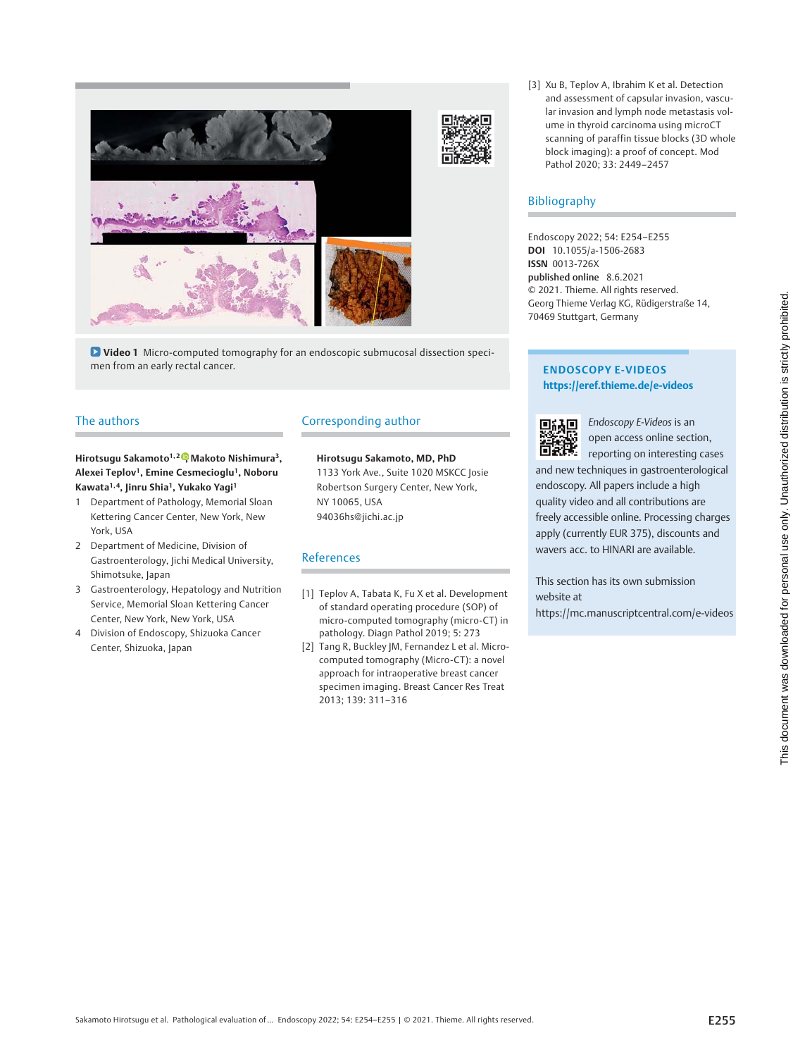**Video 1** Micro-computed tomography for an endoscopic submucosal dissection specimen from an early rectal cancer.

## The authors

**Hirotsugu Sakamoto[1,2], Makoto Nishimura[3], Alexei Teplov[1], Emine Cesmecioglu[1], Noboru Kawata[1,4], Jinru Shia[1], Yukako Yagi[1]**

1. Department of Pathology, Memorial Sloan Kettering Cancer Center, New York, New York, USA
2. Department of Medicine, Division of Gastroenterology, Jichi Medical University, Shimotsuke, Japan
3. Gastroenterology, Hepatology and Nutrition Service, Memorial Sloan Kettering Cancer Center, New York, New York, USA
4. Division of Endoscopy, Shizuoka Cancer Center, Shizuoka, Japan

## Corresponding author

**Hirotsugu Sakamoto, MD, PhD**
1133 York Ave., Suite 1020 MSKCC Josie Robertson Surgery Center, New York, NY 10065, USA
94036hs@jichi.ac.jp

## References

[1] Teplov A, Tabata K, Fu X et al. Development of standard operating procedure (SOP) of micro-computed tomography (micro-CT) in pathology. Diagn Pathol 2019; 5: 273

[2] Tang R, Buckley JM, Fernandez L et al. Micro-computed tomography (Micro-CT): a novel approach for intraoperative breast cancer specimen imaging. Breast Cancer Res Treat 2013; 139: 311–316

[3] Xu B, Teplov A, Ibrahim K et al. Detection and assessment of capsular invasion, vascular invasion and lymph node metastasis volume in thyroid carcinoma using microCT scanning of paraffin tissue blocks (3D whole block imaging): a proof of concept. Mod Pathol 2020; 33: 2449–2457

## Bibliography

Endoscopy 2022; 54: E254–E255
**DOI** 10.1055/a-1506-2683
**ISSN** 0013-726X
**published online** 8.6.2021
© 2021. Thieme. All rights reserved.
Georg Thieme Verlag KG, Rüdigerstraße 14, 70469 Stuttgart, Germany

## ENDOSCOPY E-VIDEOS

**https://eref.thieme.de/e-videos**

*Endoscopy E-Videos* is an open access online section, reporting on interesting cases and new techniques in gastroenterological endoscopy. All papers include a high quality video and all contributions are freely accessible online. Processing charges apply (currently EUR 375), discounts and wavers acc. to HINARI are available.

This section has its own submission website at https://mc.manuscriptcentral.com/e-videos